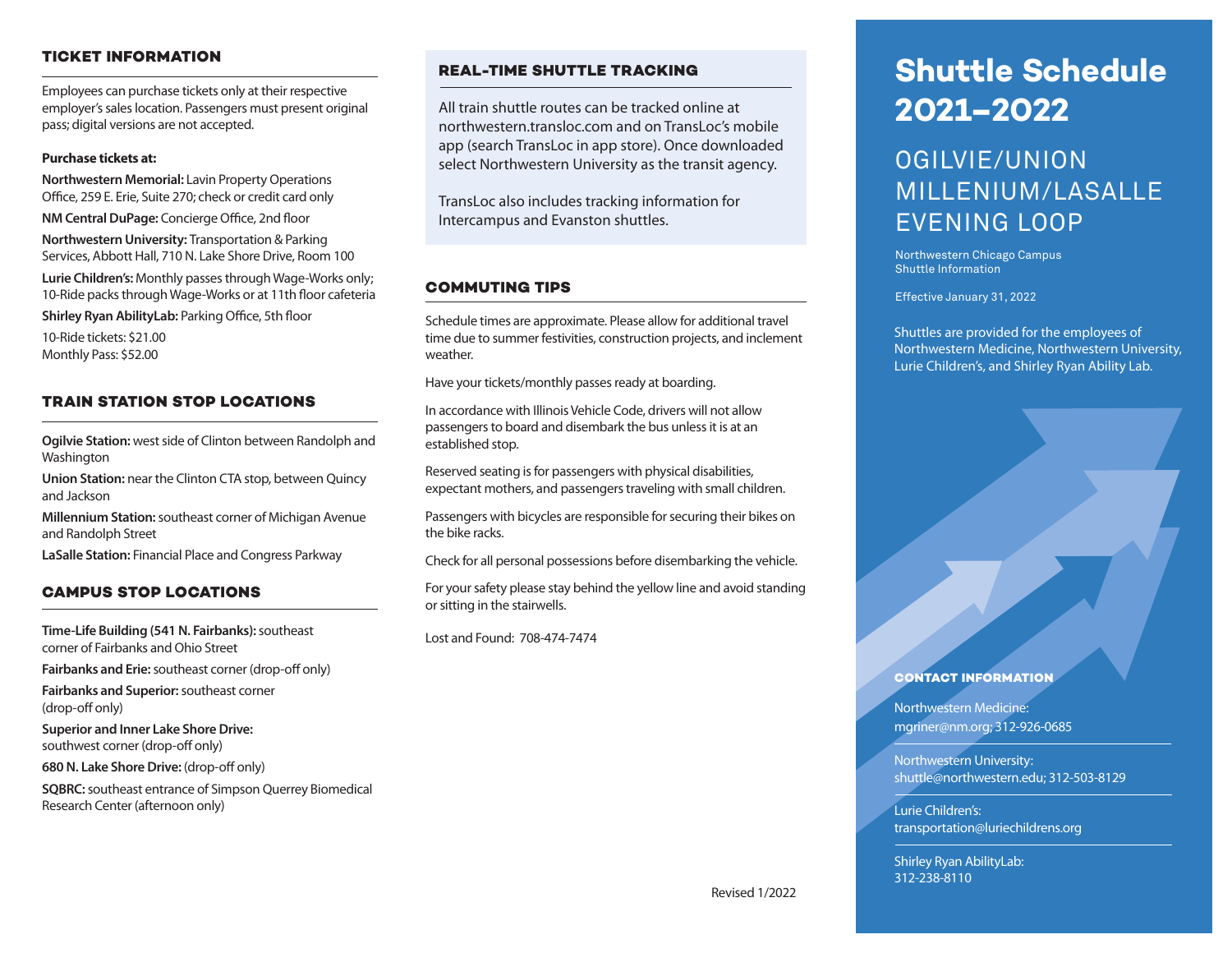# Shuttle Schedule 2021–2022

## OGILVIE/UNION MILLENIUM/LASALLE EVENING LOOP

Northwestern Chicago Campus
Shuttle Information

Effective January 31, 2022

Shuttles are provided for the employees of Northwestern Medicine, Northwestern University, Lurie Children's, and Shirley Ryan Ability Lab.

## TICKET INFORMATION

Employees can purchase tickets only at their respective employer's sales location. Passengers must present original pass; digital versions are not accepted.

**Purchase tickets at:**

**Northwestern Memorial:** Lavin Property Operations Office, 259 E. Erie, Suite 270; check or credit card only

**NM Central DuPage:** Concierge Office, 2nd floor

**Northwestern University:** Transportation & Parking Services, Abbott Hall, 710 N. Lake Shore Drive, Room 100

**Lurie Children's:** Monthly passes through Wage-Works only; 10-Ride packs through Wage-Works or at 11th floor cafeteria

**Shirley Ryan AbilityLab:** Parking Office, 5th floor

10-Ride tickets: $21.00
Monthly Pass: $52.00

## TRAIN STATION STOP LOCATIONS

**Ogilvie Station:** west side of Clinton between Randolph and Washington

**Union Station:** near the Clinton CTA stop, between Quincy and Jackson

**Millennium Station:** southeast corner of Michigan Avenue and Randolph Street

**LaSalle Station:** Financial Place and Congress Parkway

## CAMPUS STOP LOCATIONS

**Time-Life Building (541 N. Fairbanks):** southeast corner of Fairbanks and Ohio Street

**Fairbanks and Erie:** southeast corner (drop-off only)

**Fairbanks and Superior:** southeast corner (drop-off only)

**Superior and Inner Lake Shore Drive:** southwest corner (drop-off only)

**680 N. Lake Shore Drive:** (drop-off only)

**SQBRC:** southeast entrance of Simpson Querrey Biomedical Research Center (afternoon only)

## REAL-TIME SHUTTLE TRACKING

All train shuttle routes can be tracked online at northwestern.transloc.com and on TransLoc's mobile app (search TransLoc in app store). Once downloaded select Northwestern University as the transit agency.

TransLoc also includes tracking information for Intercampus and Evanston shuttles.

## COMMUTING TIPS

Schedule times are approximate. Please allow for additional travel time due to summer festivities, construction projects, and inclement weather.

Have your tickets/monthly passes ready at boarding.

In accordance with Illinois Vehicle Code, drivers will not allow passengers to board and disembark the bus unless it is at an established stop.

Reserved seating is for passengers with physical disabilities, expectant mothers, and passengers traveling with small children.

Passengers with bicycles are responsible for securing their bikes on the bike racks.

Check for all personal possessions before disembarking the vehicle.

For your safety please stay behind the yellow line and avoid standing or sitting in the stairwells.

Lost and Found: 708-474-7474

Revised 1/2022

## CONTACT INFORMATION

Northwestern Medicine:
mgriner@nm.org; 312-926-0685

Northwestern University:
shuttle@northwestern.edu; 312-503-8129

Lurie Children's:
transportation@luriechildrens.org

Shirley Ryan AbilityLab:
312-238-8110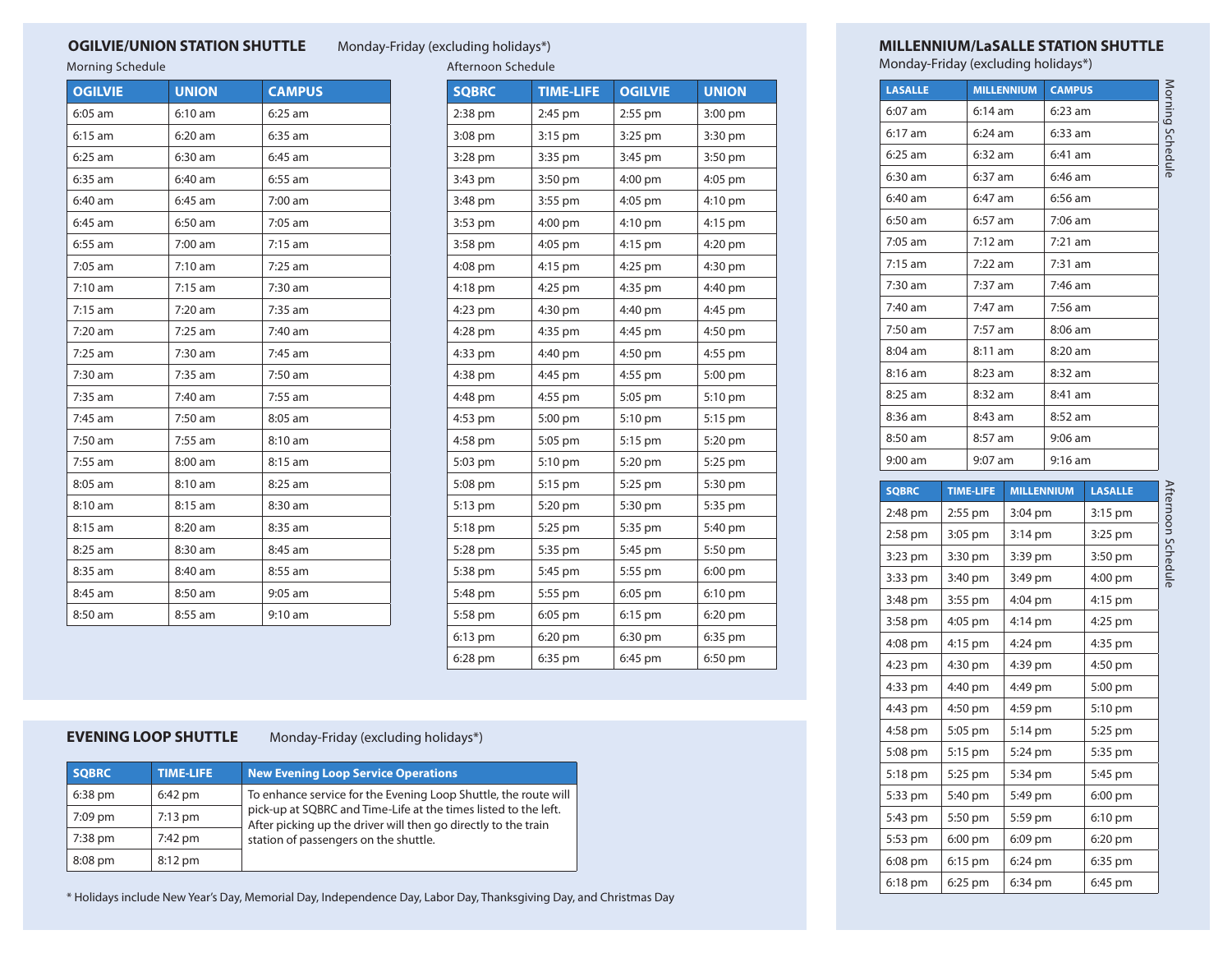## OGILVIE/UNION STATION SHUTTLE

Monday-Friday (excluding holidays*)

Morning Schedule

| OGILVIE | UNION | CAMPUS |
|---|---|---|
| 6:05 am | 6:10 am | 6:25 am |
| 6:15 am | 6:20 am | 6:35 am |
| 6:25 am | 6:30 am | 6:45 am |
| 6:35 am | 6:40 am | 6:55 am |
| 6:40 am | 6:45 am | 7:00 am |
| 6:45 am | 6:50 am | 7:05 am |
| 6:55 am | 7:00 am | 7:15 am |
| 7:05 am | 7:10 am | 7:25 am |
| 7:10 am | 7:15 am | 7:30 am |
| 7:15 am | 7:20 am | 7:35 am |
| 7:20 am | 7:25 am | 7:40 am |
| 7:25 am | 7:30 am | 7:45 am |
| 7:30 am | 7:35 am | 7:50 am |
| 7:35 am | 7:40 am | 7:55 am |
| 7:45 am | 7:50 am | 8:05 am |
| 7:50 am | 7:55 am | 8:10 am |
| 7:55 am | 8:00 am | 8:15 am |
| 8:05 am | 8:10 am | 8:25 am |
| 8:10 am | 8:15 am | 8:30 am |
| 8:15 am | 8:20 am | 8:35 am |
| 8:25 am | 8:30 am | 8:45 am |
| 8:35 am | 8:40 am | 8:55 am |
| 8:45 am | 8:50 am | 9:05 am |
| 8:50 am | 8:55 am | 9:10 am |

Afternoon Schedule

| SQBRC | TIME-LIFE | OGILVIE | UNION |
|---|---|---|---|
| 2:38 pm | 2:45 pm | 2:55 pm | 3:00 pm |
| 3:08 pm | 3:15 pm | 3:25 pm | 3:30 pm |
| 3:28 pm | 3:35 pm | 3:45 pm | 3:50 pm |
| 3:43 pm | 3:50 pm | 4:00 pm | 4:05 pm |
| 3:48 pm | 3:55 pm | 4:05 pm | 4:10 pm |
| 3:53 pm | 4:00 pm | 4:10 pm | 4:15 pm |
| 3:58 pm | 4:05 pm | 4:15 pm | 4:20 pm |
| 4:08 pm | 4:15 pm | 4:25 pm | 4:30 pm |
| 4:18 pm | 4:25 pm | 4:35 pm | 4:40 pm |
| 4:23 pm | 4:30 pm | 4:40 pm | 4:45 pm |
| 4:28 pm | 4:35 pm | 4:45 pm | 4:50 pm |
| 4:33 pm | 4:40 pm | 4:50 pm | 4:55 pm |
| 4:38 pm | 4:45 pm | 4:55 pm | 5:00 pm |
| 4:48 pm | 4:55 pm | 5:05 pm | 5:10 pm |
| 4:53 pm | 5:00 pm | 5:10 pm | 5:15 pm |
| 4:58 pm | 5:05 pm | 5:15 pm | 5:20 pm |
| 5:03 pm | 5:10 pm | 5:20 pm | 5:25 pm |
| 5:08 pm | 5:15 pm | 5:25 pm | 5:30 pm |
| 5:13 pm | 5:20 pm | 5:30 pm | 5:35 pm |
| 5:18 pm | 5:25 pm | 5:35 pm | 5:40 pm |
| 5:28 pm | 5:35 pm | 5:45 pm | 5:50 pm |
| 5:38 pm | 5:45 pm | 5:55 pm | 6:00 pm |
| 5:48 pm | 5:55 pm | 6:05 pm | 6:10 pm |
| 5:58 pm | 6:05 pm | 6:15 pm | 6:20 pm |
| 6:13 pm | 6:20 pm | 6:30 pm | 6:35 pm |
| 6:28 pm | 6:35 pm | 6:45 pm | 6:50 pm |

## EVENING LOOP SHUTTLE

Monday-Friday (excluding holidays*)

| SQBRC | TIME-LIFE |
|---|---|
| 6:38 pm | 6:42 pm |
| 7:09 pm | 7:13 pm |
| 7:38 pm | 7:42 pm |
| 8:08 pm | 8:12 pm |

**New Evening Loop Service Operations**

To enhance service for the Evening Loop Shuttle, the route will pick-up at SQBRC and Time-Life at the times listed to the left. After picking up the driver will then go directly to the train station of passengers on the shuttle.

\* Holidays include New Year's Day, Memorial Day, Independence Day, Labor Day, Thanksgiving Day, and Christmas Day

## MILLENNIUM/LaSALLE STATION SHUTTLE

Monday-Friday (excluding holidays*)

Morning Schedule

| LASALLE | MILLENNIUM | CAMPUS |
|---|---|---|
| 6:07 am | 6:14 am | 6:23 am |
| 6:17 am | 6:24 am | 6:33 am |
| 6:25 am | 6:32 am | 6:41 am |
| 6:30 am | 6:37 am | 6:46 am |
| 6:40 am | 6:47 am | 6:56 am |
| 6:50 am | 6:57 am | 7:06 am |
| 7:05 am | 7:12 am | 7:21 am |
| 7:15 am | 7:22 am | 7:31 am |
| 7:30 am | 7:37 am | 7:46 am |
| 7:40 am | 7:47 am | 7:56 am |
| 7:50 am | 7:57 am | 8:06 am |
| 8:04 am | 8:11 am | 8:20 am |
| 8:16 am | 8:23 am | 8:32 am |
| 8:25 am | 8:32 am | 8:41 am |
| 8:36 am | 8:43 am | 8:52 am |
| 8:50 am | 8:57 am | 9:06 am |
| 9:00 am | 9:07 am | 9:16 am |

Afternoon Schedule

| SQBRC | TIME-LIFE | MILLENNIUM | LASALLE |
|---|---|---|---|
| 2:48 pm | 2:55 pm | 3:04 pm | 3:15 pm |
| 2:58 pm | 3:05 pm | 3:14 pm | 3:25 pm |
| 3:23 pm | 3:30 pm | 3:39 pm | 3:50 pm |
| 3:33 pm | 3:40 pm | 3:49 pm | 4:00 pm |
| 3:48 pm | 3:55 pm | 4:04 pm | 4:15 pm |
| 3:58 pm | 4:05 pm | 4:14 pm | 4:25 pm |
| 4:08 pm | 4:15 pm | 4:24 pm | 4:35 pm |
| 4:23 pm | 4:30 pm | 4:39 pm | 4:50 pm |
| 4:33 pm | 4:40 pm | 4:49 pm | 5:00 pm |
| 4:43 pm | 4:50 pm | 4:59 pm | 5:10 pm |
| 4:58 pm | 5:05 pm | 5:14 pm | 5:25 pm |
| 5:08 pm | 5:15 pm | 5:24 pm | 5:35 pm |
| 5:18 pm | 5:25 pm | 5:34 pm | 5:45 pm |
| 5:33 pm | 5:40 pm | 5:49 pm | 6:00 pm |
| 5:43 pm | 5:50 pm | 5:59 pm | 6:10 pm |
| 5:53 pm | 6:00 pm | 6:09 pm | 6:20 pm |
| 6:08 pm | 6:15 pm | 6:24 pm | 6:35 pm |
| 6:18 pm | 6:25 pm | 6:34 pm | 6:45 pm |